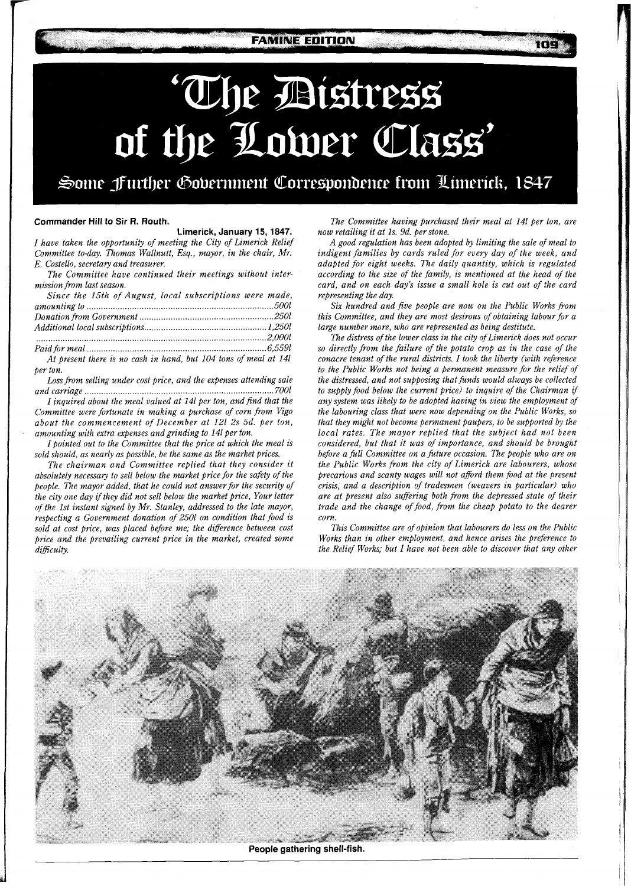# 'The Distress of the Lower Class'

## Some Further Government Correspondence from Limerick, 1847

**Commander Hill to Sir R. Routh.**

**Limerick, January 15, 1847.**

*I have taken the opportunity of meeting the City of Limerick Relief Committee to-day. Thomas Wallnutt, Esq., mayor, in the chair, Mr. E. Costello, secretary and treasurer.*

*The Committee have continued their meetings without intermission from last season.*

*Since the 15th of August, local subscriptions were made, amounting to ........................................ 500l*

*Donation from Government ........................................ 250l*

*Additional local subscriptions ........................................ 1,250l*

*........................................ 2,000l*

*Paid for meal ........................................ 6,559l*

*At present there is no cash in hand, but 104 tons of meal at 14l per ton.*

*Loss from selling under cost price, and the expenses attending sale and carriage ........................................ 700l*

*I inquired about the meal valued at 14l per ton, and find that the Committee were fortunate in making a purchase of corn from Vigo about the commencement of December at 12l 2s 5d. per ton, amounting with extra expenses and grinding to 14l per ton.*

*I pointed out to the Committee that the price at which the meal is sold should, as nearly as possible, be the same as the market prices.*

*The chairman and Committee replied that they consider it absolutely necessary to sell below the market price for the safety of the people. The mayor added, that he could not answer for the security of the city one day if they did not sell below the market price, Your letter of the 1st instant signed by Mr. Stanley, addressed to the late mayor, respecting a Government donation of 250l on condition that food is sold at cost price, was placed before me; the difference between cost price and the prevailing current price in the market, created some difficulty.*

*The Committee having purchased their meal at 14l per ton, are now retailing it at 1s. 9d. per stone.*

*A good regulation has been adopted by limiting the sale of meal to indigent families by cards ruled for every day of the week, and adapted for eight weeks. The daily quantity, which is regulated according to the size of the family, is mentioned at the head of the card, and on each day's issue a small hole is cut out of the card representing the day.*

*Six hundred and five people are now on the Public Works from this Committee, and they are most desirous of obtaining labour for a large number more, who are represented as being destitute.*

*The distress of the lower class in the city of Limerick does not occur so directly from the failure of the potato crop as in the case of the conacre tenant of the rural districts. I took the liberty (with reference to the Public Works not being a permanent measure for the relief of the distressed, and not supposing that funds would always be collected to supply food below the current price) to inquire of the Chairman if any system was likely to be adopted having in view the employment of the labouring class that were now depending on the Public Works, so that they might not become permanent paupers, to be supported by the local rates. The mayor replied that the subject had not been considered, but that it was of importance, and should be brought before a full Committee on a future occasion. The people who are on the Public Works from the city of Limerick are labourers, whose precarious and scanty wages will not afford them food at the present crisis, and a description of tradesmen (weavers in particular) who are at present also suffering both from the depressed state of their trade and the change of food, from the cheap potato to the dearer corn.*

*This Committee are of opinion that labourers do less on the Public Works than in other employment, and hence arises the preference to the Relief Works; but I have not been able to discover that any other*

People gathering shell-fish.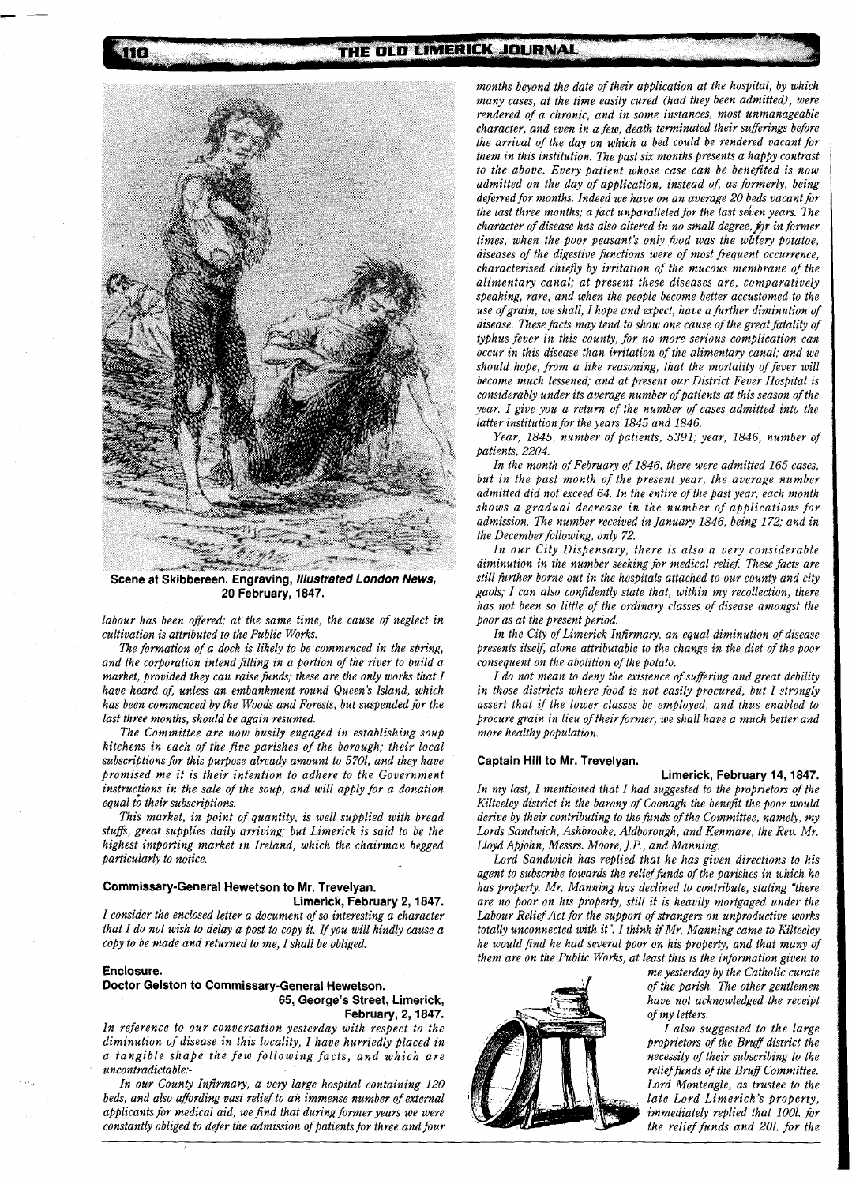Scene at Skibbereen. Engraving, ***Illustrated London News***, 20 February, 1847.

*labour has been offered; at the same time, the cause of neglect in cultivation is attributed to the Public Works.*

*The formation of a dock is likely to be commenced in the spring, and the corporation intend filling in a portion of the river to build a market, provided they can raise funds; these are the only works that I have heard of, unless an embankment round Queen's Island, which has been commenced by the Woods and Forests, but suspended for the last three months, should be again resumed.*

*The Committee are now busily engaged in establishing soup kitchens in each of the five parishes of the borough; their local subscriptions for this purpose already amount to 570l, and they have promised me it is their intention to adhere to the Government instructions in the sale of the soup, and will apply for a donation equal to their subscriptions.*

*This market, in point of quantity, is well supplied with bread stuffs, great supplies daily arriving; but Limerick is said to be the highest importing market in Ireland, which the chairman begged particularly to notice.*

**Commissary-General Hewetson to Mr. Trevelyan.**

**Limerick, February 2, 1847.**

*I consider the enclosed letter a document of so interesting a character that I do not wish to delay a post to copy it. If you will kindly cause a copy to be made and returned to me, I shall be obliged.*

**Enclosure.**

**Doctor Gelston to Commissary-General Hewetson.**

**65, George's Street, Limerick,**
**February, 2, 1847.**

*In reference to our conversation yesterday with respect to the diminution of disease in this locality, I have hurriedly placed in a tangible shape the few following facts, and which are uncontradictable:-*

*In our County Infirmary, a very large hospital containing 120 beds, and also affording vast relief to an immense number of external applicants for medical aid, we find that during former years we were constantly obliged to defer the admission of patients for three and four months beyond the date of their application at the hospital, by which many cases, at the time easily cured (had they been admitted), were rendered of a chronic, and in some instances, most unmanageable character, and even in a few, death terminated their sufferings before the arrival of the day on which a bed could be rendered vacant for them in this institution. The past six months presents a happy contrast to the above. Every patient whose case can be benefited is now admitted on the day of application, instead of, as formerly, being deferred for months. Indeed we have on an average 20 beds vacant for the last three months; a fact unparalleled for the last seven years. The character of disease has also altered in no small degree, for in former times, when the poor peasant's only food was the watery potatoe, diseases of the digestive functions were of most frequent occurrence, characterised chiefly by irritation of the mucous membrane of the alimentary canal; at present these diseases are, comparatively speaking, rare, and when the people become better accustomed to the use of grain, we shall, I hope and expect, have a further diminution of disease. These facts may tend to show one cause of the great fatality of typhus fever in this county, for no more serious complication can occur in this disease than irritation of the alimentary canal; and we should hope, from a like reasoning, that the mortality of fever will become much lessened; and at present our District Fever Hospital is considerably under its average number of patients at this season of the year. I give you a return of the number of cases admitted into the latter institution for the years 1845 and 1846.*

*Year, 1845, number of patients, 5391; year, 1846, number of patients, 2204.*

*In the month of February of 1846, there were admitted 165 cases, but in the past month of the present year, the average number admitted did not exceed 64. In the entire of the past year, each month shows a gradual decrease in the number of applications for admission. The number received in January 1846, being 172; and in the December following, only 72.*

*In our City Dispensary, there is also a very considerable diminution in the number seeking for medical relief. These facts are still further borne out in the hospitals attached to our county and city gaols; I can also confidently state that, within my recollection, there has not been so little of the ordinary classes of disease amongst the poor as at the present period.*

*In the City of Limerick Infirmary, an equal diminution of disease presents itself, alone attributable to the change in the diet of the poor consequent on the abolition of the potato.*

*I do not mean to deny the existence of suffering and great debility in those districts where food is not easily procured, but I strongly assert that if the lower classes be employed, and thus enabled to procure grain in lieu of their former, we shall have a much better and more healthy population.*

**Captain Hill to Mr. Trevelyan.**

**Limerick, February 14, 1847.**

*In my last, I mentioned that I had suggested to the proprietors of the Kilteeley district in the barony of Coonagh the benefit the poor would derive by their contributing to the funds of the Committee, namely, my Lords Sandwich, Ashbrooke, Aldborough, and Kenmare, the Rev. Mr. Lloyd Apjohn, Messrs. Moore, J.P., and Manning.*

*Lord Sandwich has replied that he has given directions to his agent to subscribe towards the relief funds of the parishes in which he has property. Mr. Manning has declined to contribute, stating "there are no poor on his property, still it is heavily mortgaged under the Labour Relief Act for the support of strangers on unproductive works totally unconnected with it". I think if Mr. Manning came to Kilteeley he would find he had several poor on his property, and that many of them are on the Public Works, at least this is the information given to me yesterday by the Catholic curate of the parish. The other gentlemen have not acknowledged the receipt of my letters.*

*I also suggested to the large proprietors of the Bruff district the necessity of their subscribing to the relief funds of the Bruff Committee. Lord Monteagle, as trustee to the late Lord Limerick's property, immediately replied that 100l. for the relief funds and 20l. for the*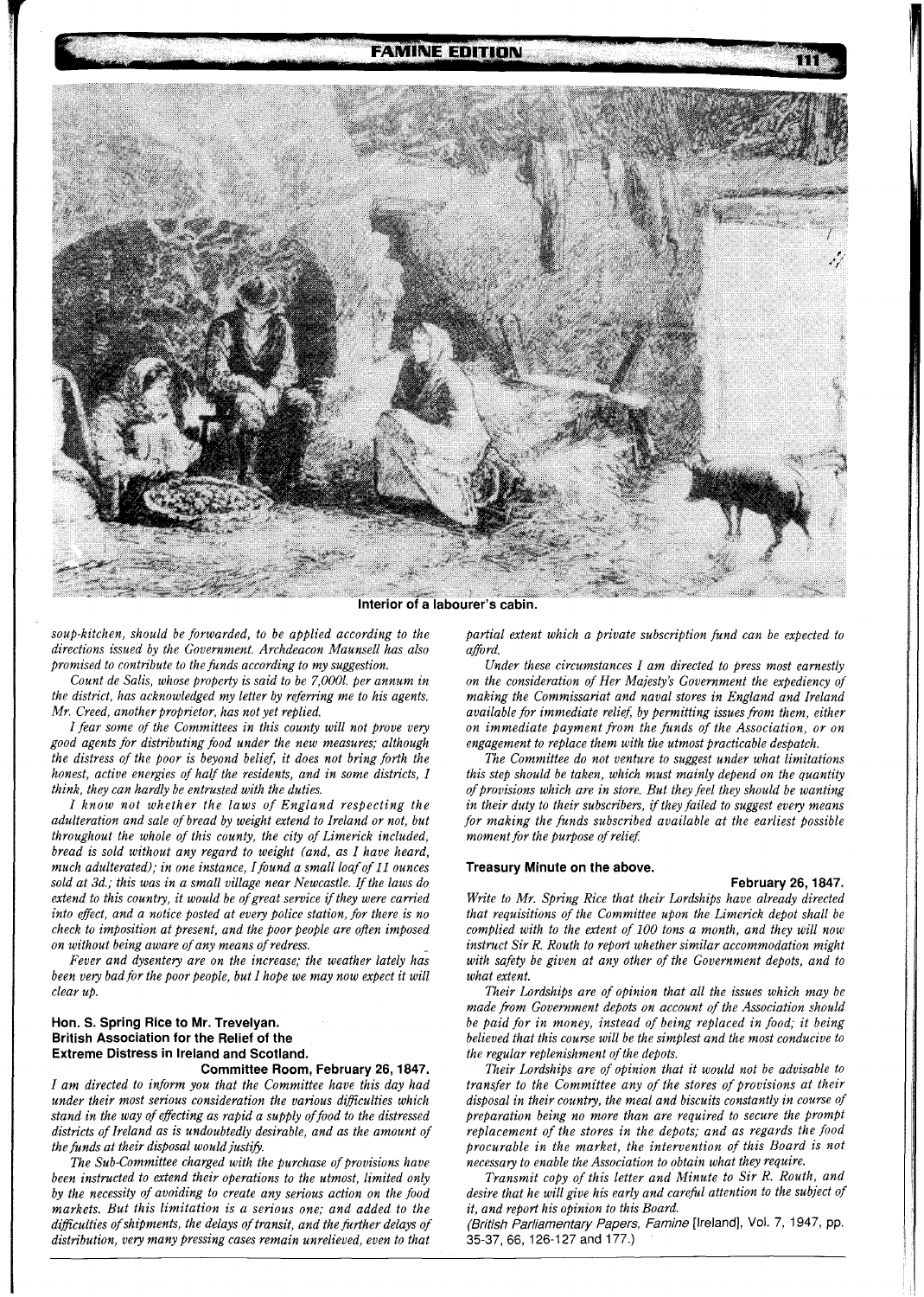Interior of a labourer's cabin.

*soup-kitchen, should be forwarded, to be applied according to the directions issued by the Government. Archdeacon Maunsell has also promised to contribute to the funds according to my suggestion.*

*Count de Salis, whose property is said to be 7,000l. per annum in the district, has acknowledged my letter by referring me to his agents. Mr. Creed, another proprietor, has not yet replied.*

*I fear some of the Committees in this county will not prove very good agents for distributing food under the new measures; although the distress of the poor is beyond belief, it does not bring forth the honest, active energies of half the residents, and in some districts, I think, they can hardly be entrusted with the duties.*

*I know not whether the laws of England respecting the adulteration and sale of bread by weight extend to Ireland or not, but throughout the whole of this county, the city of Limerick included, bread is sold without any regard to weight (and, as I have heard, much adulterated); in one instance, I found a small loaf of 11 ounces sold at 3d.; this was in a small village near Newcastle. If the laws do extend to this country, it would be of great service if they were carried into effect, and a notice posted at every police station, for there is no check to imposition at present, and the poor people are often imposed on without being aware of any means of redress.*

*Fever and dysentery are on the increase; the weather lately has been very bad for the poor people, but I hope we may now expect it will clear up.*

**Hon. S. Spring Rice to Mr. Trevelyan.**
**British Association for the Relief of the Extreme Distress in Ireland and Scotland.**
**Committee Room, February 26, 1847.**

*I am directed to inform you that the Committee have this day had under their most serious consideration the various difficulties which stand in the way of effecting as rapid a supply of food to the distressed districts of Ireland as is undoubtedly desirable, and as the amount of the funds at their disposal would justify.*

*The Sub-Committee charged with the purchase of provisions have been instructed to extend their operations to the utmost, limited only by the necessity of avoiding to create any serious action on the food markets. But this limitation is a serious one; and added to the difficulties of shipments, the delays of transit, and the further delays of distribution, very many pressing cases remain unrelieved, even to that partial extent which a private subscription fund can be expected to afford.*

*Under these circumstances I am directed to press most earnestly on the consideration of Her Majesty's Government the expediency of making the Commissariat and naval stores in England and Ireland available for immediate relief, by permitting issues from them, either on immediate payment from the funds of the Association, or on engagement to replace them with the utmost practicable despatch.*

*The Committee do not venture to suggest under what limitations this step should be taken, which must mainly depend on the quantity of provisions which are in store. But they feel they should be wanting in their duty to their subscribers, if they failed to suggest every means for making the funds subscribed available at the earliest possible moment for the purpose of relief.*

**Treasury Minute on the above.**
**February 26, 1847.**

*Write to Mr. Spring Rice that their Lordships have already directed that requisitions of the Committee upon the Limerick depot shall be complied with to the extent of 100 tons a month, and they will now instruct Sir R. Routh to report whether similar accommodation might with safety be given at any other of the Government depots, and to what extent.*

*Their Lordships are of opinion that all the issues which may be made from Government depots on account of the Association should be paid for in money, instead of being replaced in food; it being believed that this course will be the simplest and the most conducive to the regular replenishment of the depots.*

*Their Lordships are of opinion that it would not be advisable to transfer to the Committee any of the stores of provisions at their disposal in their country, the meal and biscuits constantly in course of preparation being no more than are required to secure the prompt replacement of the stores in the depots; and as regards the food procurable in the market, the intervention of this Board is not necessary to enable the Association to obtain what they require.*

*Transmit copy of this letter and Minute to Sir R. Routh, and desire that he will give his early and careful attention to the subject of it, and report his opinion to this Board.*

(*British Parliamentary Papers, Famine* [Ireland], Vol. 7, 1947, pp. 35-37, 66, 126-127 and 177.)